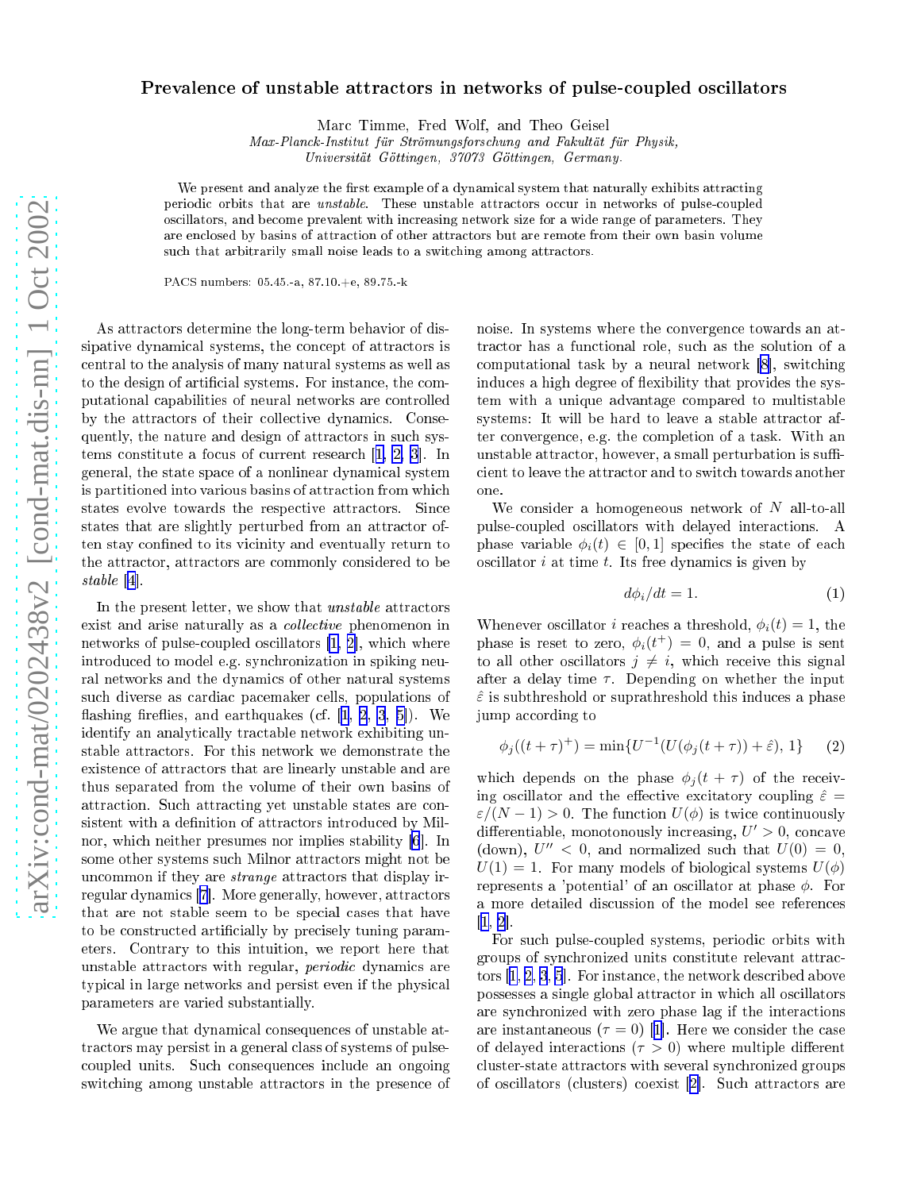# Prevalence of unstable attractors in networks of pulse-coupled oscillators

Marc Timme, Fred Wolf, and Theo Geisel

*Max-Planck-Institut für Strömungsforschung and Fakultät für Physik,*
*Universität Göttingen, 37073 Göttingen, Germany.*

We present and analyze the first example of a dynamical system that naturally exhibits attracting periodic orbits that are *unstable*. These unstable attractors occur in networks of pulse-coupled oscillators, and become prevalent with increasing network size for a wide range of parameters. They are enclosed by basins of attraction of other attractors but are remote from their own basin volume such that arbitrarily small noise leads to a switching among attractors.

PACS numbers: 05.45.-a, 87.10.+e, 89.75.-k

As attractors determine the long-term behavior of dissipative dynamical systems, the concept of attractors is central to the analysis of many natural systems as well as to the design of artificial systems. For instance, the computational capabilities of neural networks are controlled by the attractors of their collective dynamics. Consequently, the nature and design of attractors in such systems constitute a focus of current research [1, 2, 3]. In general, the state space of a nonlinear dynamical system is partitioned into various basins of attraction from which states evolve towards the respective attractors. Since states that are slightly perturbed from an attractor often stay confined to its vicinity and eventually return to the attractor, attractors are commonly considered to be *stable* [4].

In the present letter, we show that *unstable* attractors exist and arise naturally as a *collective* phenomenon in networks of pulse-coupled oscillators [1, 2], which where introduced to model e.g. synchronization in spiking neural networks and the dynamics of other natural systems such diverse as cardiac pacemaker cells, populations of flashing fireflies, and earthquakes (cf. [1, 2, 3, 5]). We identify an analytically tractable network exhibiting unstable attractors. For this network we demonstrate the existence of attractors that are linearly unstable and are thus separated from the volume of their own basins of attraction. Such attracting yet unstable states are consistent with a definition of attractors introduced by Milnor, which neither presumes nor implies stability [6]. In some other systems such Milnor attractors might not be uncommon if they are *strange* attractors that display irregular dynamics [7]. More generally, however, attractors that are not stable seem to be special cases that have to be constructed artificially by precisely tuning parameters. Contrary to this intuition, we report here that unstable attractors with regular, *periodic* dynamics are typical in large networks and persist even if the physical parameters are varied substantially.

We argue that dynamical consequences of unstable attractors may persist in a general class of systems of pulse-coupled units. Such consequences include an ongoing switching among unstable attractors in the presence of noise. In systems where the convergence towards an attractor has a functional role, such as the solution of a computational task by a neural network [8], switching induces a high degree of flexibility that provides the system with a unique advantage compared to multistable systems: It will be hard to leave a stable attractor after convergence, e.g. the completion of a task. With an unstable attractor, however, a small perturbation is sufficient to leave the attractor and to switch towards another one.

We consider a homogeneous network of $N$ all-to-all pulse-coupled oscillators with delayed interactions. A phase variable $\phi_i(t) \in [0, 1]$ specifies the state of each oscillator $i$ at time $t$. Its free dynamics is given by

$$d\phi_i/dt = 1. \qquad (1)$$

Whenever oscillator $i$ reaches a threshold, $\phi_i(t) = 1$, the phase is reset to zero, $\phi_i(t^+) = 0$, and a pulse is sent to all other oscillators $j \neq i$, which receive this signal after a delay time $\tau$. Depending on whether the input $\hat{\varepsilon}$ is subthreshold or suprathreshold this induces a phase jump according to

$$\phi_j((t+\tau)^+) = \min\{U^{-1}(U(\phi_j(t+\tau)) + \hat{\varepsilon}), 1\} \qquad (2)$$

which depends on the phase $\phi_j(t+\tau)$ of the receiving oscillator and the effective excitatory coupling $\hat{\varepsilon} = \varepsilon/(N-1) > 0$. The function $U(\phi)$ is twice continuously differentiable, monotonously increasing, $U' > 0$, concave (down), $U'' < 0$, and normalized such that $U(0) = 0$, $U(1) = 1$. For many models of biological systems $U(\phi)$ represents a 'potential' of an oscillator at phase $\phi$. For a more detailed discussion of the model see references [1, 2].

For such pulse-coupled systems, periodic orbits with groups of synchronized units constitute relevant attractors [1, 2, 3, 5]. For instance, the network described above possesses a single global attractor in which all oscillators are synchronized with zero phase lag if the interactions are instantaneous ($\tau = 0$) [1]. Here we consider the case of delayed interactions ($\tau > 0$) where multiple different cluster-state attractors with several synchronized groups of oscillators (clusters) coexist [2]. Such attractors are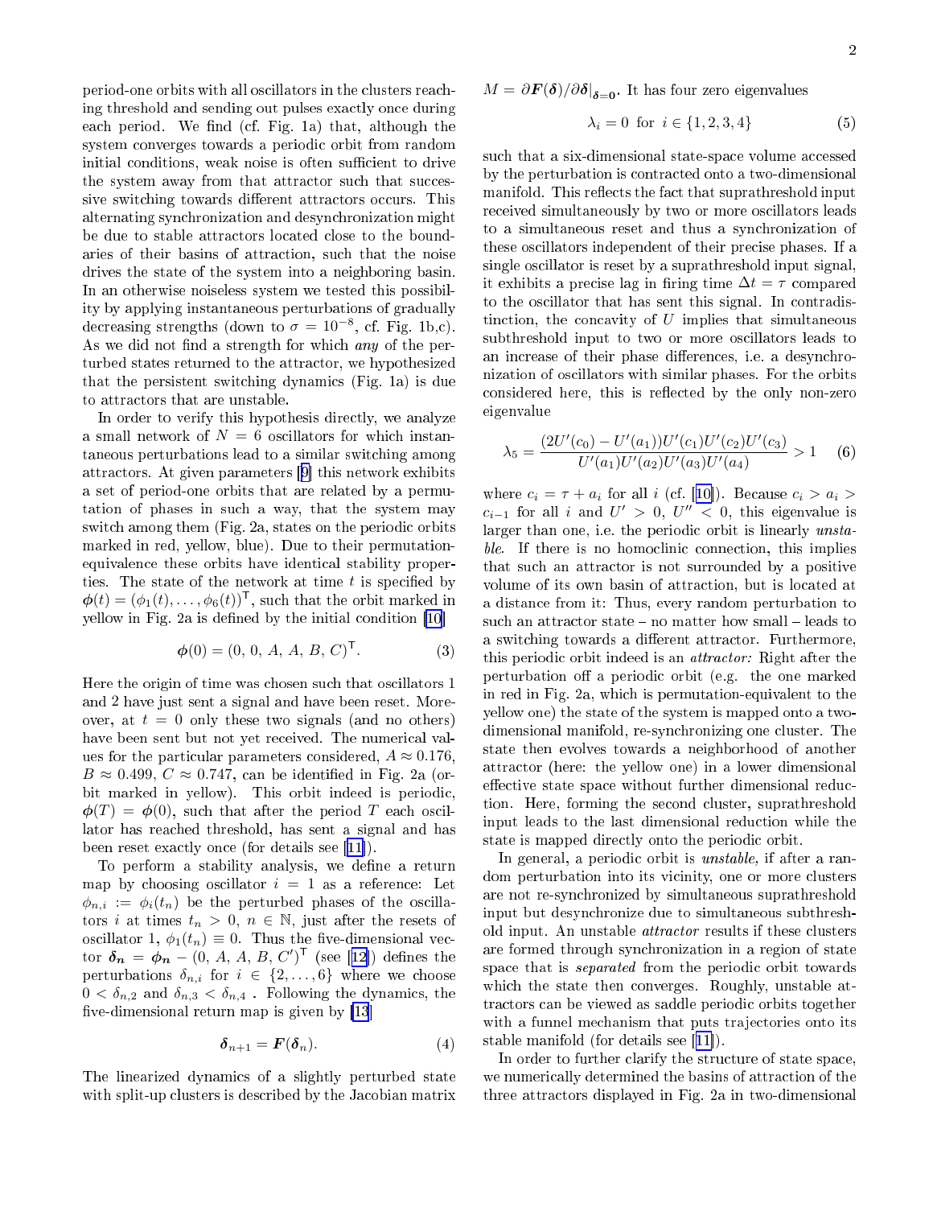period-one orbits with all oscillators in the clusters reaching threshold and sending out pulses exactly once during each period. We find (cf. Fig. 1a) that, although the system converges towards a periodic orbit from random initial conditions, weak noise is often sufficient to drive the system away from that attractor such that successive switching towards different attractors occurs. This alternating synchronization and desynchronization might be due to stable attractors located close to the boundaries of their basins of attraction, such that the noise drives the state of the system into a neighboring basin. In an otherwise noiseless system we tested this possibility by applying instantaneous perturbations of gradually decreasing strengths (down to $\sigma = 10^{-8}$, cf. Fig. 1b,c). As we did not find a strength for which *any* of the perturbed states returned to the attractor, we hypothesized that the persistent switching dynamics (Fig. 1a) is due to attractors that are unstable.

In order to verify this hypothesis directly, we analyze a small network of $N = 6$ oscillators for which instantaneous perturbations lead to a similar switching among attractors. At given parameters [9] this network exhibits a set of period-one orbits that are related by a permutation of phases in such a way, that the system may switch among them (Fig. 2a, states on the periodic orbits marked in red, yellow, blue). Due to their permutation-equivalence these orbits have identical stability properties. The state of the network at time $t$ is specified by $\boldsymbol{\phi}(t) = (\phi_1(t), \ldots, \phi_6(t))^{\mathsf{T}}$, such that the orbit marked in yellow in Fig. 2a is defined by the initial condition [10]

$$\boldsymbol{\phi}(0) = (0,\, 0,\, A,\, A,\, B,\, C)^{\mathsf{T}}. \tag{3}$$

Here the origin of time was chosen such that oscillators 1 and 2 have just sent a signal and have been reset. Moreover, at $t = 0$ only these two signals (and no others) have been sent but not yet received. The numerical values for the particular parameters considered, $A \approx 0.176$, $B \approx 0.499$, $C \approx 0.747$, can be identified in Fig. 2a (orbit marked in yellow). This orbit indeed is periodic, $\boldsymbol{\phi}(T) = \boldsymbol{\phi}(0)$, such that after the period $T$ each oscillator has reached threshold, has sent a signal and has been reset exactly once (for details see [11]).

To perform a stability analysis, we define a return map by choosing oscillator $i = 1$ as a reference: Let $\phi_{n,i} := \phi_i(t_n)$ be the perturbed phases of the oscillators $i$ at times $t_n > 0$, $n \in \mathbb{N}$, just after the resets of oscillator 1, $\phi_1(t_n) \equiv 0$. Thus the five-dimensional vector $\boldsymbol{\delta_n} = \boldsymbol{\phi_n} - (0, A, A, B, C')^{\mathsf{T}}$ (see [12]) defines the perturbations $\delta_{n,i}$ for $i \in \{2, \ldots, 6\}$ where we choose $0 < \delta_{n,2}$ and $\delta_{n,3} < \delta_{n,4}$ . Following the dynamics, the five-dimensional return map is given by [13]

$$\boldsymbol{\delta}_{n+1} = \boldsymbol{F}(\boldsymbol{\delta}_n). \tag{4}$$

The linearized dynamics of a slightly perturbed state with split-up clusters is described by the Jacobian matrix $M = \partial \boldsymbol{F}(\boldsymbol{\delta})/\partial \boldsymbol{\delta}|_{\boldsymbol{\delta}=\mathbf{0}}$. It has four zero eigenvalues

$$\lambda_i = 0 \text{ for } i \in \{1, 2, 3, 4\} \tag{5}$$

such that a six-dimensional state-space volume accessed by the perturbation is contracted onto a two-dimensional manifold. This reflects the fact that suprathreshold input received simultaneously by two or more oscillators leads to a simultaneous reset and thus a synchronization of these oscillators independent of their precise phases. If a single oscillator is reset by a suprathreshold input signal, it exhibits a precise lag in firing time $\Delta t = \tau$ compared to the oscillator that has sent this signal. In contradistinction, the concavity of $U$ implies that simultaneous subthreshold input to two or more oscillators leads to an increase of their phase differences, i.e. a desynchronization of oscillators with similar phases. For the orbits considered here, this is reflected by the only non-zero eigenvalue

$$\lambda_5 = \frac{(2U'(c_0) - U'(a_1))U'(c_1)U'(c_2)U'(c_3)}{U'(a_1)U'(a_2)U'(a_3)U'(a_4)} > 1 \tag{6}$$

where $c_i = \tau + a_i$ for all $i$ (cf. [10]). Because $c_i > a_i > c_{i-1}$ for all $i$ and $U' > 0$, $U'' < 0$, this eigenvalue is larger than one, i.e. the periodic orbit is linearly *unstable*. If there is no homoclinic connection, this implies that such an attractor is not surrounded by a positive volume of its own basin of attraction, but is located at a distance from it: Thus, every random perturbation to such an attractor state – no matter how small – leads to a switching towards a different attractor. Furthermore, this periodic orbit indeed is an *attractor:* Right after the perturbation off a periodic orbit (e.g. the one marked in red in Fig. 2a, which is permutation-equivalent to the yellow one) the state of the system is mapped onto a two-dimensional manifold, re-synchronizing one cluster. The state then evolves towards a neighborhood of another attractor (here: the yellow one) in a lower dimensional effective state space without further dimensional reduction. Here, forming the second cluster, suprathreshold input leads to the last dimensional reduction while the state is mapped directly onto the periodic orbit.

In general, a periodic orbit is *unstable,* if after a random perturbation into its vicinity, one or more clusters are not re-synchronized by simultaneous suprathreshold input but desynchronize due to simultaneous subthreshold input. An unstable *attractor* results if these clusters are formed through synchronization in a region of state space that is *separated* from the periodic orbit towards which the state then converges. Roughly, unstable attractors can be viewed as saddle periodic orbits together with a funnel mechanism that puts trajectories onto its stable manifold (for details see [11]).

In order to further clarify the structure of state space, we numerically determined the basins of attraction of the three attractors displayed in Fig. 2a in two-dimensional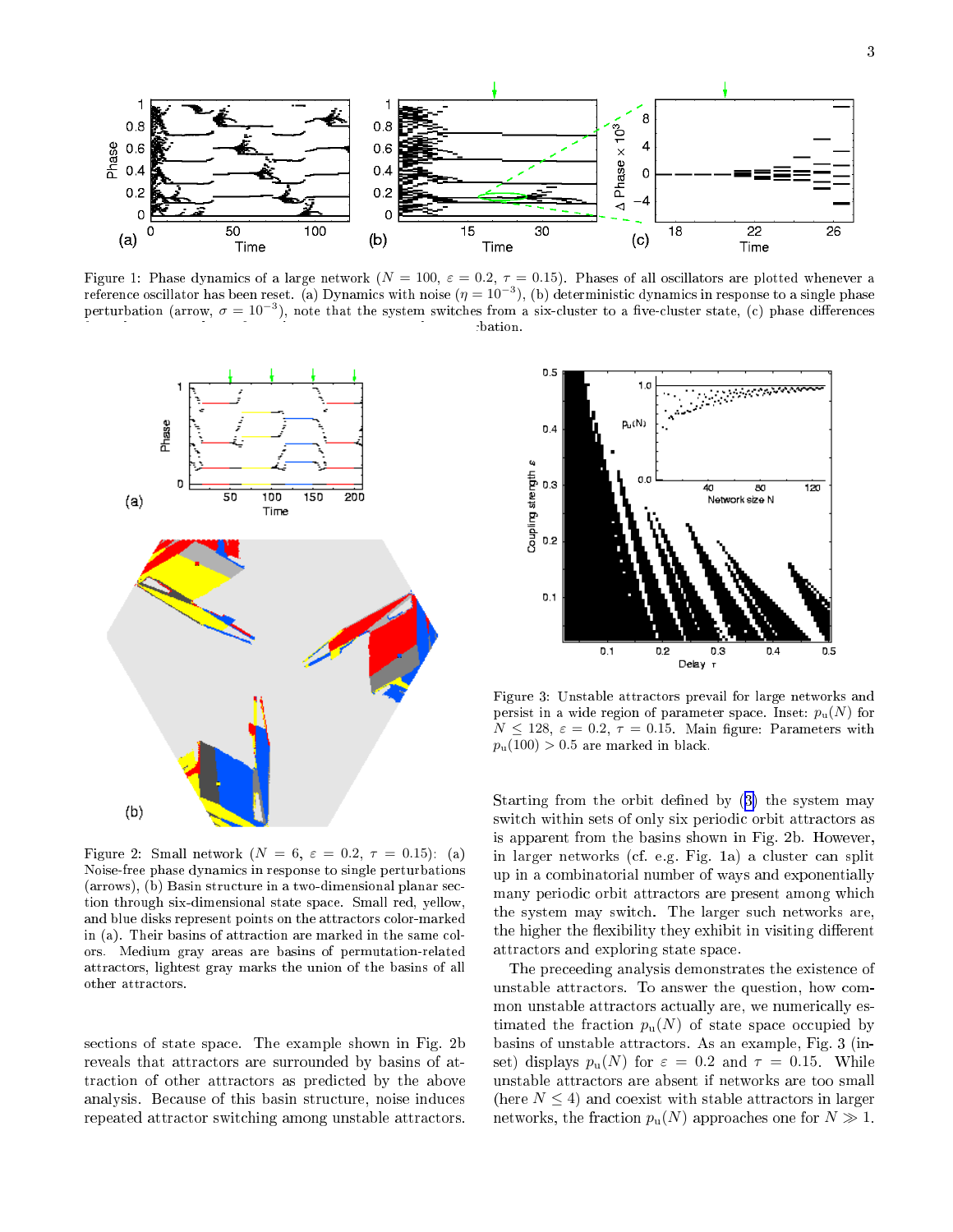Figure 1: Phase dynamics of a large network ($N = 100$, $\varepsilon = 0.2$, $\tau = 0.15$). Phases of all oscillators are plotted whenever a reference oscillator has been reset. (a) Dynamics with noise ($\eta = 10^{-3}$), (b) deterministic dynamics in response to a single phase perturbation (arrow, $\sigma = 10^{-3}$), note that the system switches from a six-cluster to a five-cluster state, (c) phase differences ... bation.

Figure 2: Small network ($N = 6$, $\varepsilon = 0.2$, $\tau = 0.15$): (a) Noise-free phase dynamics in response to single perturbations (arrows), (b) Basin structure in a two-dimensional planar section through six-dimensional state space. Small red, yellow, and blue disks represent points on the attractors color-marked in (a). Their basins of attraction are marked in the same colors. Medium gray areas are basins of permutation-related attractors, lightest gray marks the union of the basins of all other attractors.

sections of state space. The example shown in Fig. 2b reveals that attractors are surrounded by basins of attraction of other attractors as predicted by the above analysis. Because of this basin structure, noise induces repeated attractor switching among unstable attractors.

Figure 3: Unstable attractors prevail for large networks and persist in a wide region of parameter space. Inset: $p_{\mathrm{u}}(N)$ for $N \leq 128$, $\varepsilon = 0.2$, $\tau = 0.15$. Main figure: Parameters with $p_{\mathrm{u}}(100) > 0.5$ are marked in black.

Starting from the orbit defined by (3) the system may switch within sets of only six periodic orbit attractors as is apparent from the basins shown in Fig. 2b. However, in larger networks (cf. e.g. Fig. 1a) a cluster can split up in a combinatorial number of ways and exponentially many periodic orbit attractors are present among which the system may switch. The larger such networks are, the higher the flexibility they exhibit in visiting different attractors and exploring state space.

The preceeding analysis demonstrates the existence of unstable attractors. To answer the question, how common unstable attractors actually are, we numerically estimated the fraction $p_{\mathrm{u}}(N)$ of state space occupied by basins of unstable attractors. As an example, Fig. 3 (inset) displays $p_{\mathrm{u}}(N)$ for $\varepsilon = 0.2$ and $\tau = 0.15$. While unstable attractors are absent if networks are too small (here $N \leq 4$) and coexist with stable attractors in larger networks, the fraction $p_{\mathrm{u}}(N)$ approaches one for $N \gg 1$.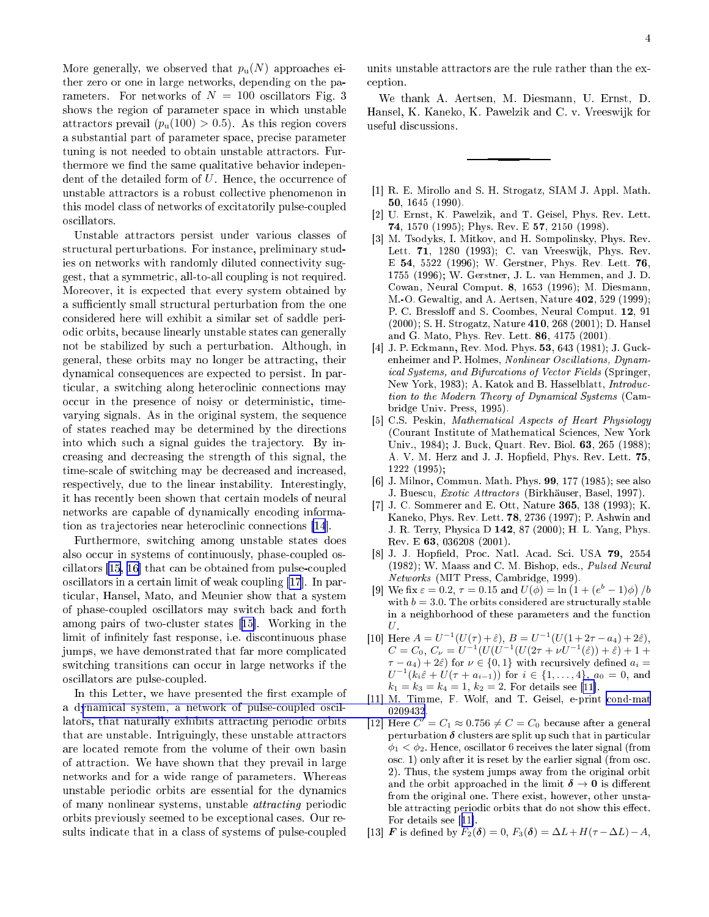More generally, we observed that $p_{\mathrm{u}}(N)$ approaches either zero or one in large networks, depending on the parameters. For networks of $N = 100$ oscillators Fig. 3 shows the region of parameter space in which unstable attractors prevail ($p_{\mathrm{u}}(100) > 0.5$). As this region covers a substantial part of parameter space, precise parameter tuning is not needed to obtain unstable attractors. Furthermore we find the same qualitative behavior independent of the detailed form of $U$. Hence, the occurrence of unstable attractors is a robust collective phenomenon in this model class of networks of excitatorily pulse-coupled oscillators.

Unstable attractors persist under various classes of structural perturbations. For instance, preliminary studies on networks with randomly diluted connectivity suggest, that a symmetric, all-to-all coupling is not required. Moreover, it is expected that every system obtained by a sufficiently small structural perturbation from the one considered here will exhibit a similar set of saddle periodic orbits, because linearly unstable states can generally not be stabilized by such a perturbation. Although, in general, these orbits may no longer be attracting, their dynamical consequences are expected to persist. In particular, a switching along heteroclinic connections may occur in the presence of noisy or deterministic, time-varying signals. As in the original system, the sequence of states reached may be determined by the directions into which such a signal guides the trajectory. By increasing and decreasing the strength of this signal, the time-scale of switching may be decreased and increased, respectively, due to the linear instability. Interestingly, it has recently been shown that certain models of neural networks are capable of dynamically encoding information as trajectories near heteroclinic connections [14].

Furthermore, switching among unstable states does also occur in systems of continuously, phase-coupled oscillators [15, 16] that can be obtained from pulse-coupled oscillators in a certain limit of weak coupling [17]. In particular, Hansel, Mato, and Meunier show that a system of phase-coupled oscillators may switch back and forth among pairs of two-cluster states [15]. Working in the limit of infinitely fast response, i.e. discontinuous phase jumps, we have demonstrated that far more complicated switching transitions can occur in large networks if the oscillators are pulse-coupled.

In this Letter, we have presented the first example of a dynamical system, a network of pulse-coupled oscillators, that naturally exhibits attracting periodic orbits that are unstable. Intriguingly, these unstable attractors are located remote from the volume of their own basin of attraction. We have shown that they prevail in large networks and for a wide range of parameters. Whereas unstable periodic orbits are essential for the dynamics of many nonlinear systems, unstable *attracting* periodic orbits previously seemed to be exceptional cases. Our results indicate that in a class of systems of pulse-coupled units unstable attractors are the rule rather than the exception.

We thank A. Aertsen, M. Diesmann, U. Ernst, D. Hansel, K. Kaneko, K. Pawelzik and C. v. Vreeswijk for useful discussions.

---

[1] R. E. Mirollo and S. H. Strogatz, SIAM J. Appl. Math. **50**, 1645 (1990).

[2] U. Ernst, K. Pawelzik, and T. Geisel, Phys. Rev. Lett. **74**, 1570 (1995); Phys. Rev. E **57**, 2150 (1998).

[3] M. Tsodyks, I. Mitkov, and H. Sompolinsky, Phys. Rev. Lett. **71**, 1280 (1993); C. van Vreeswijk, Phys. Rev. E **54**, 5522 (1996); W. Gerstner, Phys. Rev. Lett. **76**, 1755 (1996); W. Gerstner, J. L. van Hemmen, and J. D. Cowan, Neural Comput. **8**, 1653 (1996); M. Diesmann, M.-O. Gewaltig, and A. Aertsen, Nature **402**, 529 (1999); P. C. Bressloff and S. Coombes, Neural Comput. **12**, 91 (2000); S. H. Strogatz, Nature **410**, 268 (2001); D. Hansel and G. Mato, Phys. Rev. Lett. **86**, 4175 (2001).

[4] J. P. Eckmann, Rev. Mod. Phys. **53**, 643 (1981); J. Guckenheimer and P. Holmes, *Nonlinear Oscillations, Dynamical Systems, and Bifurcations of Vector Fields* (Springer, New York, 1983); A. Katok and B. Hasselblatt, *Introduction to the Modern Theory of Dynamical Systems* (Cambridge Univ. Press, 1995).

[5] C.S. Peskin, *Mathematical Aspects of Heart Physiology* (Courant Institute of Mathematical Sciences, New York Univ., 1984); J. Buck, Quart. Rev. Biol. **63**, 265 (1988); A. V. M. Herz and J. J. Hopfield, Phys. Rev. Lett. **75**, 1222 (1995);

[6] J. Milnor, Commun. Math. Phys. **99**, 177 (1985); see also J. Buescu, *Exotic Attractors* (Birkhäuser, Basel, 1997).

[7] J. C. Sommerer and E. Ott, Nature **365**, 138 (1993); K. Kaneko, Phys. Rev. Lett. **78**, 2736 (1997); P. Ashwin and J. R. Terry, Physica D **142**, 87 (2000); H. L. Yang, Phys. Rev. E **63**, 036208 (2001).

[8] J. J. Hopfield, Proc. Natl. Acad. Sci. USA **79**, 2554 (1982); W. Maass and C. M. Bishop, eds., *Pulsed Neural Networks* (MIT Press, Cambridge, 1999).

[9] We fix $\varepsilon = 0.2$, $\tau = 0.15$ and $U(\phi) = \ln\left(1 + (e^b - 1)\phi\right)/b$ with $b = 3.0$. The orbits considered are structurally stable in a neighborhood of these parameters and the function $U$.

[10] Here $A = U^{-1}(U(\tau) + \hat{\varepsilon})$, $B = U^{-1}(U(1 + 2\tau - a_4) + 2\hat{\varepsilon})$, $C = C_0$, $C_\nu = U^{-1}(U(U^{-1}(U(2\tau + \nu U^{-1}(\hat{\varepsilon})) + \hat{\varepsilon}) + 1 + \tau - a_4) + 2\hat{\varepsilon})$ for $\nu \in \{0, 1\}$ with recursively defined $a_i = U^{-1}(k_i\hat{\varepsilon} + U(\tau + a_{i-1}))$ for $i \in \{1, \ldots, 4\}$, $a_0 = 0$, and $k_1 = k_3 = k_4 = 1$, $k_2 = 2$. For details see [11].

[11] M. Timme, F. Wolf, and T. Geisel, e-print cond-mat 0209432.

[12] Here $C' = C_1 \approx 0.756 \neq C = C_0$ because after a general perturbation $\boldsymbol{\delta}$ clusters are split up such that in particular $\phi_1 < \phi_2$. Hence, oscillator 6 receives the later signal (from osc. 1) only after it is reset by the earlier signal (from osc. 2). Thus, the system jumps away from the original orbit and the orbit approached in the limit $\boldsymbol{\delta} \to \mathbf{0}$ is different from the original one. There exist, however, other unstable attracting periodic orbits that do not show this effect. For details see [11].

[13] $\boldsymbol{F}$ is defined by $F_2(\boldsymbol{\delta}) = 0$, $F_3(\boldsymbol{\delta}) = \Delta L + H(\tau - \Delta L) - A$,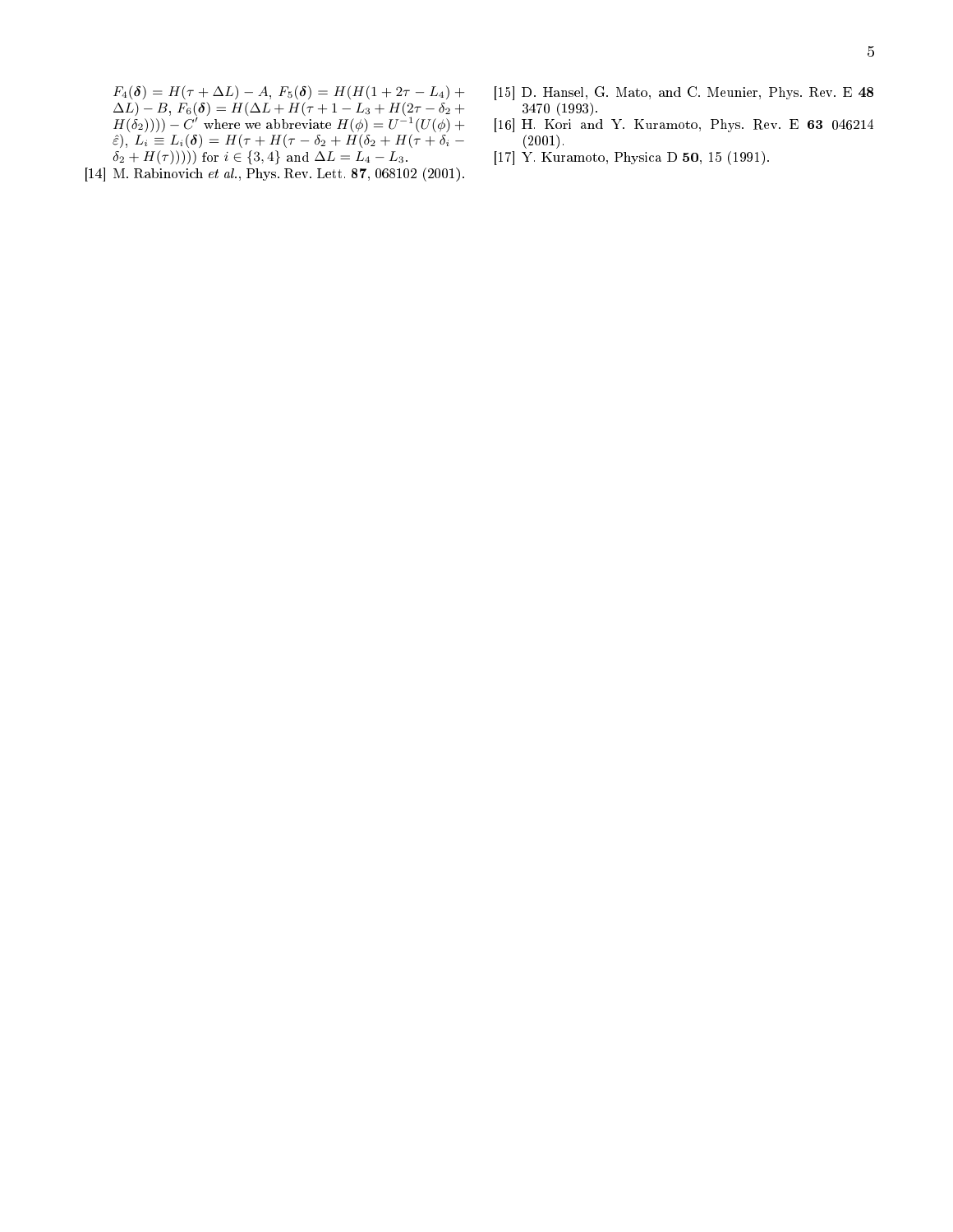$F_4(\boldsymbol{\delta}) = H(\tau + \Delta L) - A$, $F_5(\boldsymbol{\delta}) = H(H(1 + 2\tau - L_4) + \Delta L) - B$, $F_6(\boldsymbol{\delta}) = H(\Delta L + H(\tau + 1 - L_3 + H(2\tau - \delta_2 + H(\delta_2)))) - C'$ where we abbreviate $H(\phi) = U^{-1}(U(\phi) + \hat{\varepsilon})$, $L_i \equiv L_i(\boldsymbol{\delta}) = H(\tau + H(\tau - \delta_2 + H(\delta_2 + H(\tau + \delta_i - \delta_2 + H(\tau)))))$ for $i \in \{3, 4\}$ and $\Delta L = L_4 - L_3$.

[14] M. Rabinovich *et al.*, Phys. Rev. Lett. **87**, 068102 (2001).

[15] D. Hansel, G. Mato, and C. Meunier, Phys. Rev. E **48** 3470 (1993).

[16] H. Kori and Y. Kuramoto, Phys. Rev. E **63** 046214 (2001).

[17] Y. Kuramoto, Physica D **50**, 15 (1991).